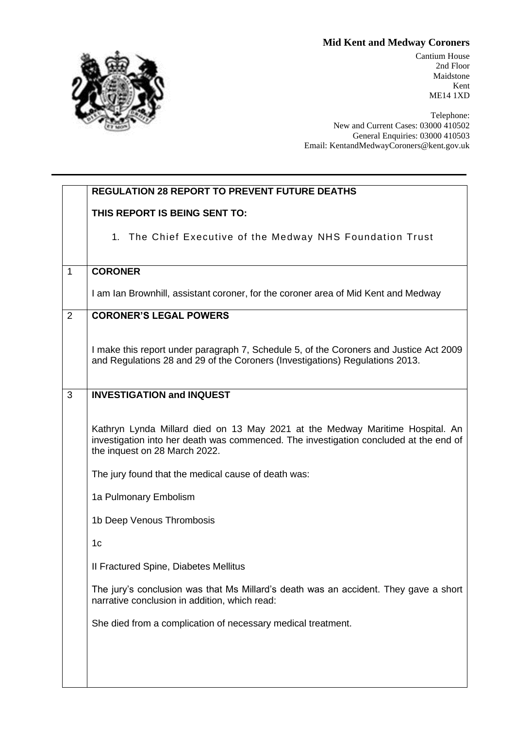**Mid Kent and Medway Coroners**

Cantium House
2nd Floor
Maidstone
Kent
ME14 1XD

Telephone:
New and Current Cases: 03000 410502
General Enquiries: 03000 410503
Email: KentandMedwayCoroners@kent.gov.uk

| | **REGULATION 28 REPORT TO PREVENT FUTURE DEATHS**<br><br>**THIS REPORT IS BEING SENT TO:**<br><br>1. The Chief Executive of the Medway NHS Foundation Trust |
|---|---|
| 1 | **CORONER**<br><br>I am Ian Brownhill, assistant coroner, for the coroner area of Mid Kent and Medway |
| 2 | **CORONER'S LEGAL POWERS**<br><br>I make this report under paragraph 7, Schedule 5, of the Coroners and Justice Act 2009 and Regulations 28 and 29 of the Coroners (Investigations) Regulations 2013. |
| 3 | **INVESTIGATION and INQUEST**<br><br>Kathryn Lynda Millard died on 13 May 2021 at the Medway Maritime Hospital. An investigation into her death was commenced. The investigation concluded at the end of the inquest on 28 March 2022.<br><br>The jury found that the medical cause of death was:<br><br>1a Pulmonary Embolism<br><br>1b Deep Venous Thrombosis<br><br>1c<br><br>II Fractured Spine, Diabetes Mellitus<br><br>The jury's conclusion was that Ms Millard's death was an accident. They gave a short narrative conclusion in addition, which read:<br><br>She died from a complication of necessary medical treatment. |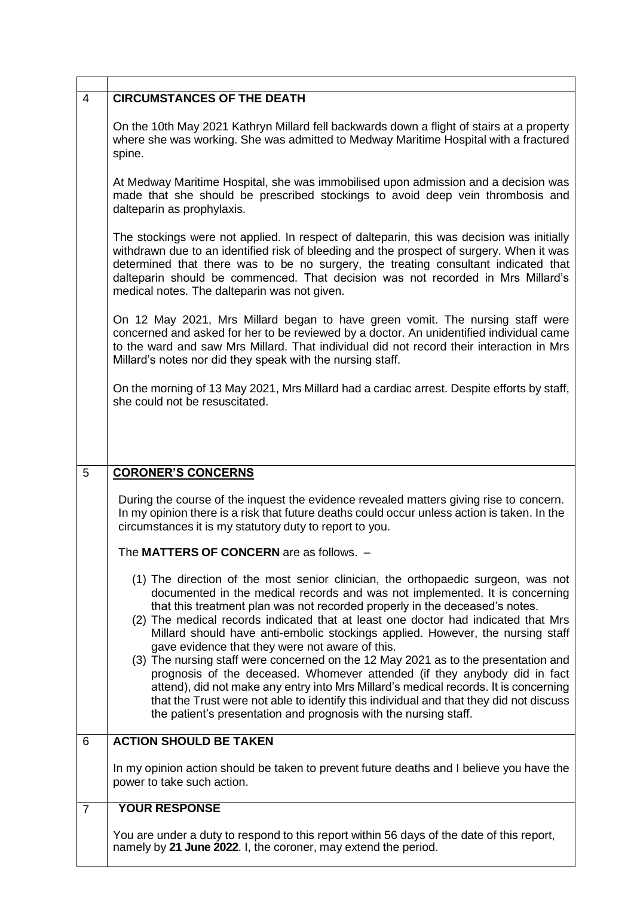## 4 CIRCUMSTANCES OF THE DEATH

On the 10th May 2021 Kathryn Millard fell backwards down a flight of stairs at a property where she was working. She was admitted to Medway Maritime Hospital with a fractured spine.

At Medway Maritime Hospital, she was immobilised upon admission and a decision was made that she should be prescribed stockings to avoid deep vein thrombosis and dalteparin as prophylaxis.

The stockings were not applied. In respect of dalteparin, this was decision was initially withdrawn due to an identified risk of bleeding and the prospect of surgery. When it was determined that there was to be no surgery, the treating consultant indicated that dalteparin should be commenced. That decision was not recorded in Mrs Millard's medical notes. The dalteparin was not given.

On 12 May 2021, Mrs Millard began to have green vomit. The nursing staff were concerned and asked for her to be reviewed by a doctor. An unidentified individual came to the ward and saw Mrs Millard. That individual did not record their interaction in Mrs Millard's notes nor did they speak with the nursing staff.

On the morning of 13 May 2021, Mrs Millard had a cardiac arrest. Despite efforts by staff, she could not be resuscitated.

## 5 CORONER'S CONCERNS

During the course of the inquest the evidence revealed matters giving rise to concern. In my opinion there is a risk that future deaths could occur unless action is taken. In the circumstances it is my statutory duty to report to you.

The **MATTERS OF CONCERN** are as follows. –

(1) The direction of the most senior clinician, the orthopaedic surgeon, was not documented in the medical records and was not implemented. It is concerning that this treatment plan was not recorded properly in the deceased's notes.
(2) The medical records indicated that at least one doctor had indicated that Mrs Millard should have anti-embolic stockings applied. However, the nursing staff gave evidence that they were not aware of this.
(3) The nursing staff were concerned on the 12 May 2021 as to the presentation and prognosis of the deceased. Whomever attended (if they anybody did in fact attend), did not make any entry into Mrs Millard's medical records. It is concerning that the Trust were not able to identify this individual and that they did not discuss the patient's presentation and prognosis with the nursing staff.

## 6 ACTION SHOULD BE TAKEN

In my opinion action should be taken to prevent future deaths and I believe you have the power to take such action.

## 7 YOUR RESPONSE

You are under a duty to respond to this report within 56 days of the date of this report, namely by **21 June 2022**. I, the coroner, may extend the period.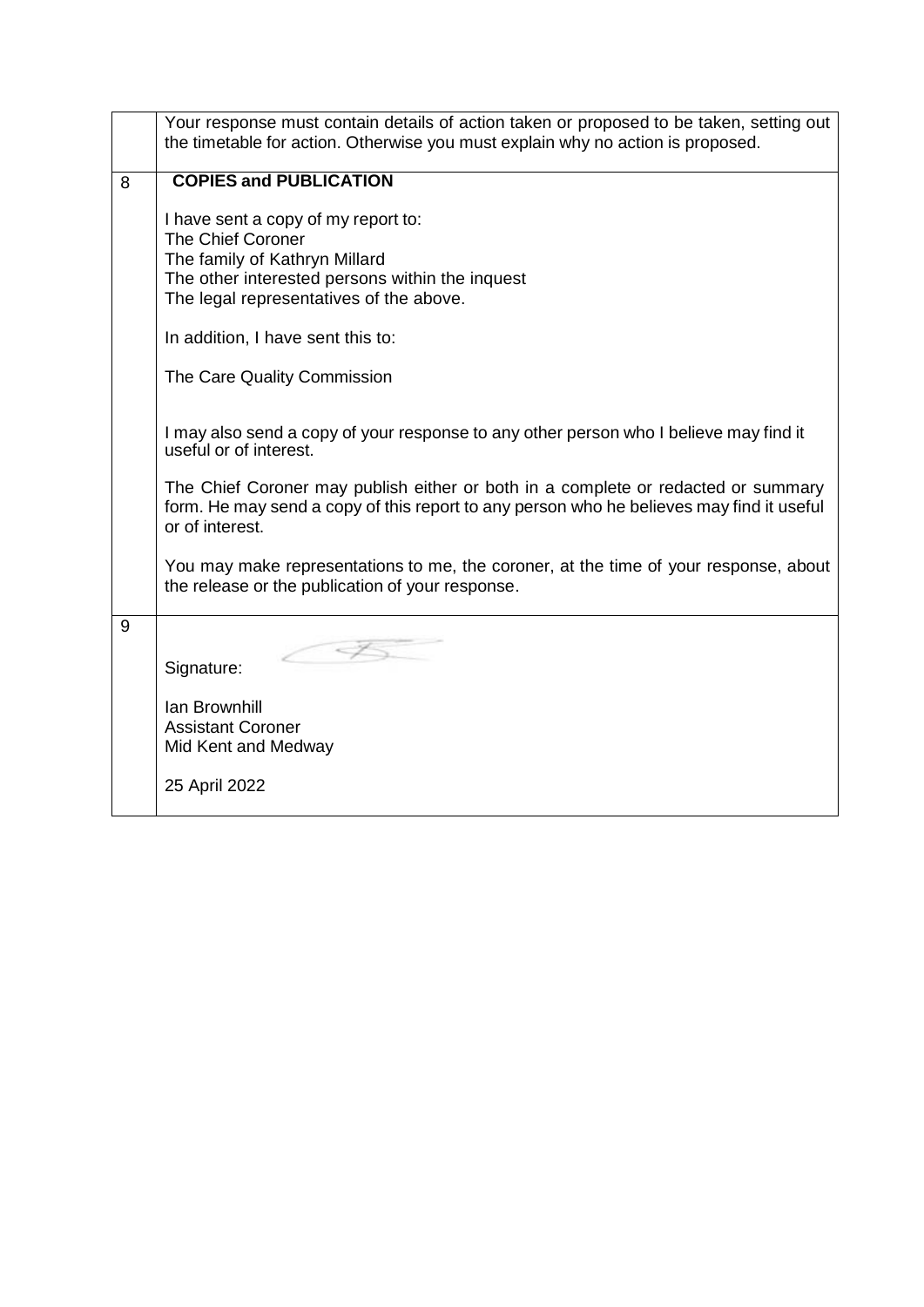| | |
|---|---|
| | Your response must contain details of action taken or proposed to be taken, setting out the timetable for action. Otherwise you must explain why no action is proposed. |
| 8 | **COPIES and PUBLICATION**<br><br>I have sent a copy of my report to:<br>The Chief Coroner<br>The family of Kathryn Millard<br>The other interested persons within the inquest<br>The legal representatives of the above.<br><br>In addition, I have sent this to:<br><br>The Care Quality Commission<br><br>I may also send a copy of your response to any other person who I believe may find it useful or of interest.<br><br>The Chief Coroner may publish either or both in a complete or redacted or summary form. He may send a copy of this report to any person who he believes may find it useful or of interest.<br><br>You may make representations to me, the coroner, at the time of your response, about the release or the publication of your response. |
| 9 | Signature:<br><br>Ian Brownhill<br>Assistant Coroner<br>Mid Kent and Medway<br><br>25 April 2022 |